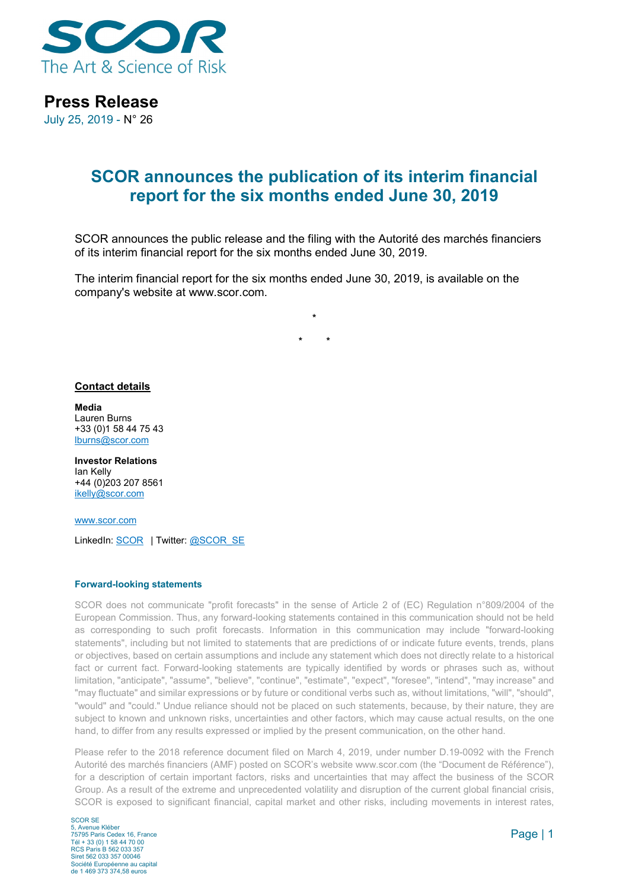SCOR

The Art & Science of Risk

**Press Release**

July 25, 2019 - N° 26

# SCOR announces the publication of its interim financial report for the six months ended June 30, 2019

SCOR announces the public release and the filing with the Autorité des marchés financiers of its interim financial report for the six months ended June 30, 2019.

The interim financial report for the six months ended June 30, 2019, is available on the company's website at www.scor.com.

\*

\*   \*

**Contact details**

**Media**
Lauren Burns
+33 (0)1 58 44 75 43
lburns@scor.com

**Investor Relations**
Ian Kelly
+44 (0)203 207 8561
ikelly@scor.com

www.scor.com

LinkedIn: SCOR | Twitter: @SCOR_SE

### Forward-looking statements

SCOR does not communicate "profit forecasts" in the sense of Article 2 of (EC) Regulation n°809/2004 of the European Commission. Thus, any forward-looking statements contained in this communication should not be held as corresponding to such profit forecasts. Information in this communication may include "forward-looking statements", including but not limited to statements that are predictions of or indicate future events, trends, plans or objectives, based on certain assumptions and include any statement which does not directly relate to a historical fact or current fact. Forward-looking statements are typically identified by words or phrases such as, without limitation, "anticipate", "assume", "believe", "continue", "estimate", "expect", "foresee", "intend", "may increase" and "may fluctuate" and similar expressions or by future or conditional verbs such as, without limitations, "will", "should", "would" and "could." Undue reliance should not be placed on such statements, because, by their nature, they are subject to known and unknown risks, uncertainties and other factors, which may cause actual results, on the one hand, to differ from any results expressed or implied by the present communication, on the other hand.

Please refer to the 2018 reference document filed on March 4, 2019, under number D.19-0092 with the French Autorité des marchés financiers (AMF) posted on SCOR's website www.scor.com (the "Document de Référence"), for a description of certain important factors, risks and uncertainties that may affect the business of the SCOR Group. As a result of the extreme and unprecedented volatility and disruption of the current global financial crisis, SCOR is exposed to significant financial, capital market and other risks, including movements in interest rates,

SCOR SE
5, Avenue Kléber
75795 Paris Cedex 16, France
Tél + 33 (0) 1 58 44 70 00
RCS Paris B 562 033 357
Siret 562 033 357 00046
Société Européenne au capital
de 1 469 373 374,58 euros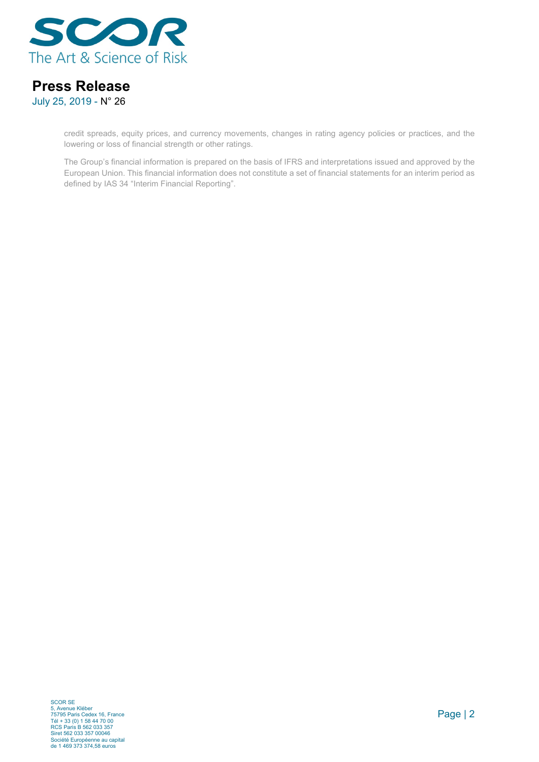credit spreads, equity prices, and currency movements, changes in rating agency policies or practices, and the lowering or loss of financial strength or other ratings.

The Group's financial information is prepared on the basis of IFRS and interpretations issued and approved by the European Union. This financial information does not constitute a set of financial statements for an interim period as defined by IAS 34 "Interim Financial Reporting".